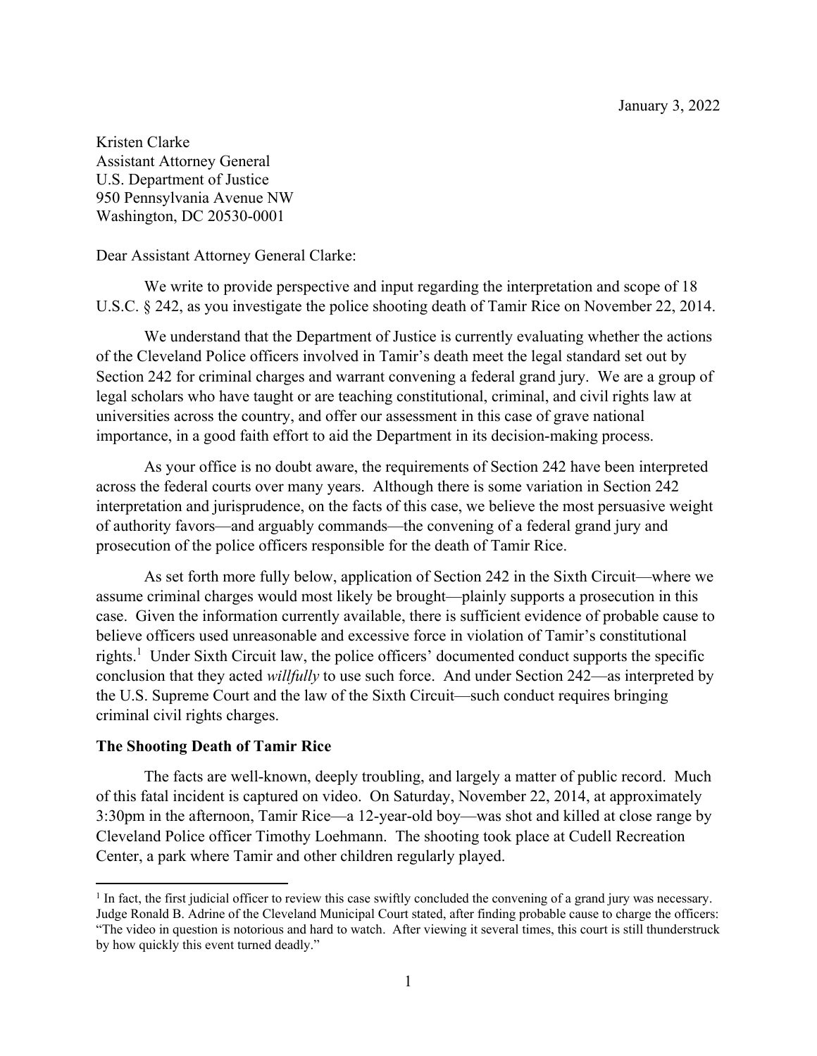January 3, 2022

Kristen Clarke
Assistant Attorney General
U.S. Department of Justice
950 Pennsylvania Avenue NW
Washington, DC 20530-0001

Dear Assistant Attorney General Clarke:

We write to provide perspective and input regarding the interpretation and scope of 18 U.S.C. § 242, as you investigate the police shooting death of Tamir Rice on November 22, 2014.

We understand that the Department of Justice is currently evaluating whether the actions of the Cleveland Police officers involved in Tamir's death meet the legal standard set out by Section 242 for criminal charges and warrant convening a federal grand jury. We are a group of legal scholars who have taught or are teaching constitutional, criminal, and civil rights law at universities across the country, and offer our assessment in this case of grave national importance, in a good faith effort to aid the Department in its decision-making process.

As your office is no doubt aware, the requirements of Section 242 have been interpreted across the federal courts over many years. Although there is some variation in Section 242 interpretation and jurisprudence, on the facts of this case, we believe the most persuasive weight of authority favors—and arguably commands—the convening of a federal grand jury and prosecution of the police officers responsible for the death of Tamir Rice.

As set forth more fully below, application of Section 242 in the Sixth Circuit—where we assume criminal charges would most likely be brought—plainly supports a prosecution in this case. Given the information currently available, there is sufficient evidence of probable cause to believe officers used unreasonable and excessive force in violation of Tamir's constitutional rights.[1] Under Sixth Circuit law, the police officers' documented conduct supports the specific conclusion that they acted *willfully* to use such force. And under Section 242—as interpreted by the U.S. Supreme Court and the law of the Sixth Circuit—such conduct requires bringing criminal civil rights charges.

**The Shooting Death of Tamir Rice**

The facts are well-known, deeply troubling, and largely a matter of public record. Much of this fatal incident is captured on video. On Saturday, November 22, 2014, at approximately 3:30pm in the afternoon, Tamir Rice—a 12-year-old boy—was shot and killed at close range by Cleveland Police officer Timothy Loehmann. The shooting took place at Cudell Recreation Center, a park where Tamir and other children regularly played.

[1] In fact, the first judicial officer to review this case swiftly concluded the convening of a grand jury was necessary. Judge Ronald B. Adrine of the Cleveland Municipal Court stated, after finding probable cause to charge the officers: "The video in question is notorious and hard to watch. After viewing it several times, this court is still thunderstruck by how quickly this event turned deadly."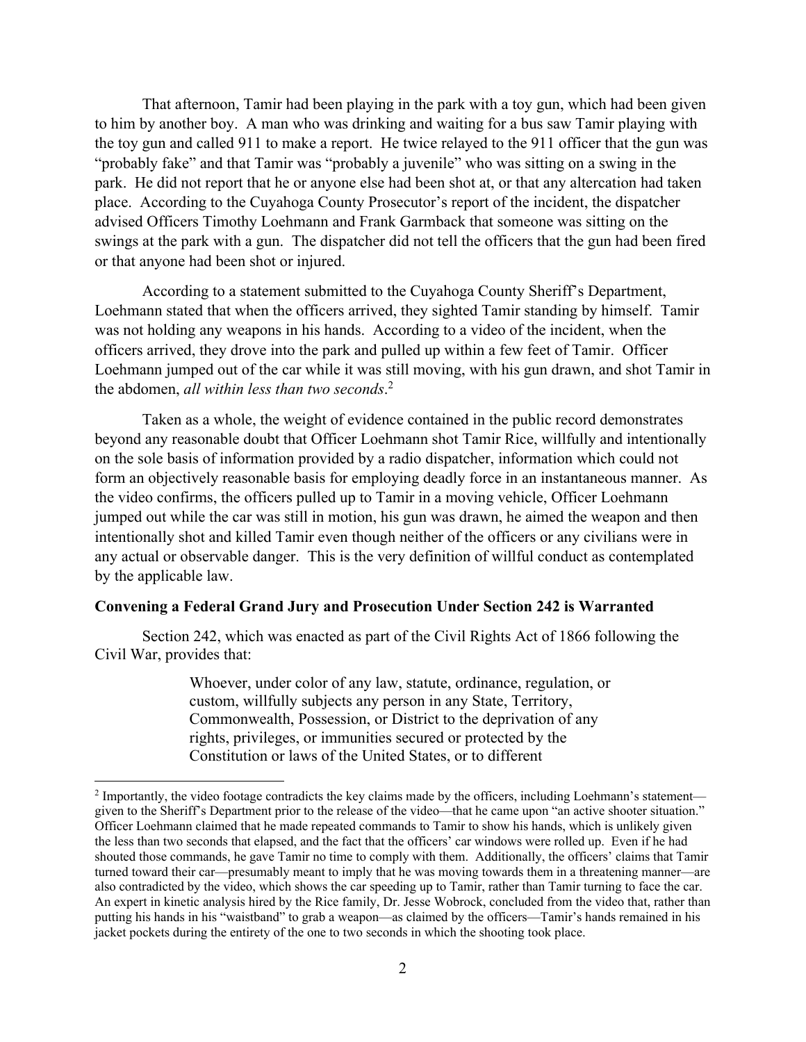That afternoon, Tamir had been playing in the park with a toy gun, which had been given to him by another boy. A man who was drinking and waiting for a bus saw Tamir playing with the toy gun and called 911 to make a report. He twice relayed to the 911 officer that the gun was "probably fake" and that Tamir was "probably a juvenile" who was sitting on a swing in the park. He did not report that he or anyone else had been shot at, or that any altercation had taken place. According to the Cuyahoga County Prosecutor's report of the incident, the dispatcher advised Officers Timothy Loehmann and Frank Garmback that someone was sitting on the swings at the park with a gun. The dispatcher did not tell the officers that the gun had been fired or that anyone had been shot or injured.

According to a statement submitted to the Cuyahoga County Sheriff's Department, Loehmann stated that when the officers arrived, they sighted Tamir standing by himself. Tamir was not holding any weapons in his hands. According to a video of the incident, when the officers arrived, they drove into the park and pulled up within a few feet of Tamir. Officer Loehmann jumped out of the car while it was still moving, with his gun drawn, and shot Tamir in the abdomen, *all within less than two seconds*.[2]

Taken as a whole, the weight of evidence contained in the public record demonstrates beyond any reasonable doubt that Officer Loehmann shot Tamir Rice, willfully and intentionally on the sole basis of information provided by a radio dispatcher, information which could not form an objectively reasonable basis for employing deadly force in an instantaneous manner. As the video confirms, the officers pulled up to Tamir in a moving vehicle, Officer Loehmann jumped out while the car was still in motion, his gun was drawn, he aimed the weapon and then intentionally shot and killed Tamir even though neither of the officers or any civilians were in any actual or observable danger. This is the very definition of willful conduct as contemplated by the applicable law.

**Convening a Federal Grand Jury and Prosecution Under Section 242 is Warranted**

Section 242, which was enacted as part of the Civil Rights Act of 1866 following the Civil War, provides that:

> Whoever, under color of any law, statute, ordinance, regulation, or custom, willfully subjects any person in any State, Territory, Commonwealth, Possession, or District to the deprivation of any rights, privileges, or immunities secured or protected by the Constitution or laws of the United States, or to different

---

[2] Importantly, the video footage contradicts the key claims made by the officers, including Loehmann's statement—given to the Sheriff's Department prior to the release of the video—that he came upon "an active shooter situation." Officer Loehmann claimed that he made repeated commands to Tamir to show his hands, which is unlikely given the less than two seconds that elapsed, and the fact that the officers' car windows were rolled up. Even if he had shouted those commands, he gave Tamir no time to comply with them. Additionally, the officers' claims that Tamir turned toward their car—presumably meant to imply that he was moving towards them in a threatening manner—are also contradicted by the video, which shows the car speeding up to Tamir, rather than Tamir turning to face the car. An expert in kinetic analysis hired by the Rice family, Dr. Jesse Wobrock, concluded from the video that, rather than putting his hands in his "waistband" to grab a weapon—as claimed by the officers—Tamir's hands remained in his jacket pockets during the entirety of the one to two seconds in which the shooting took place.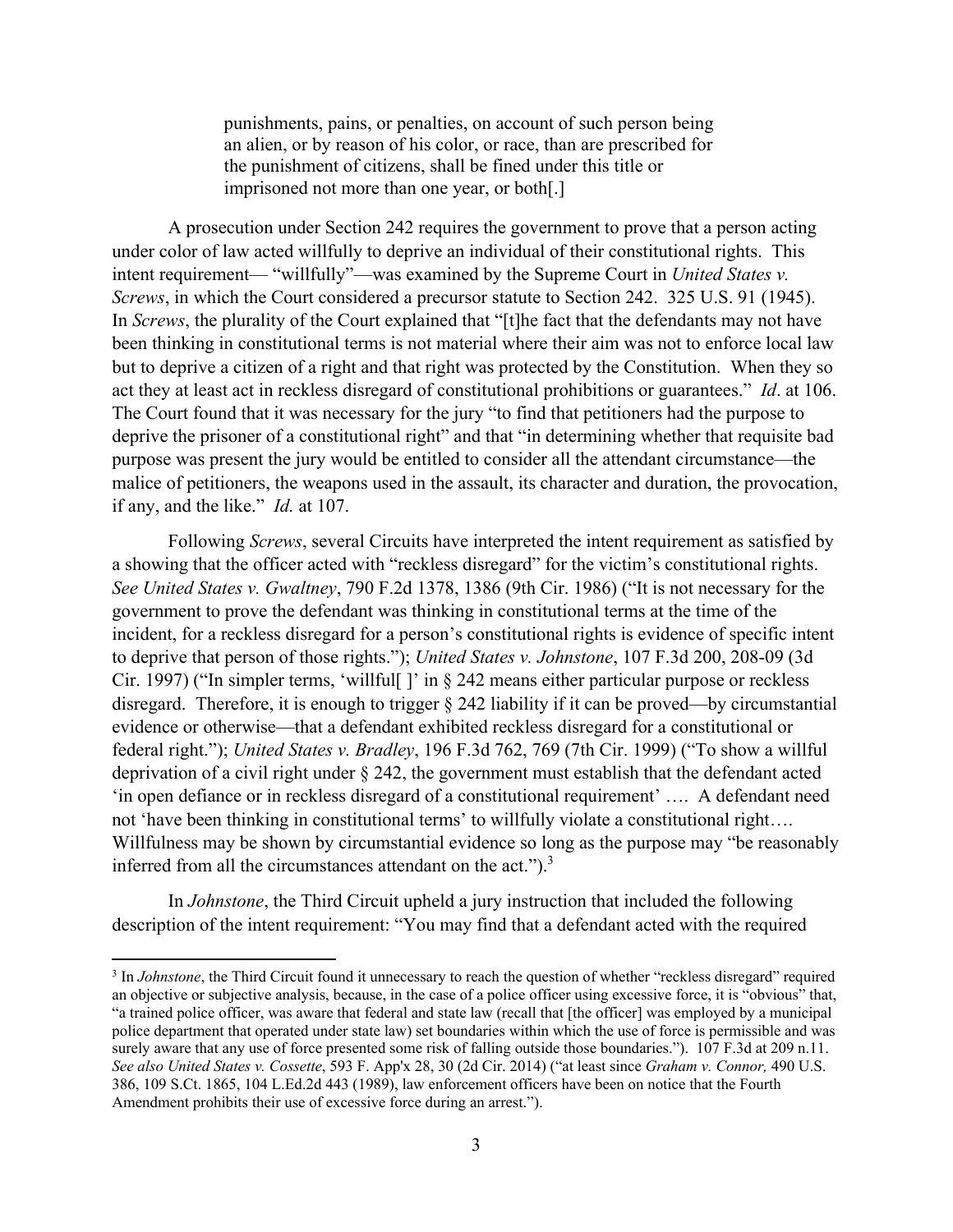> punishments, pains, or penalties, on account of such person being an alien, or by reason of his color, or race, than are prescribed for the punishment of citizens, shall be fined under this title or imprisoned not more than one year, or both[.]

A prosecution under Section 242 requires the government to prove that a person acting under color of law acted willfully to deprive an individual of their constitutional rights. This intent requirement— "willfully"—was examined by the Supreme Court in *United States v. Screws*, in which the Court considered a precursor statute to Section 242. 325 U.S. 91 (1945). In *Screws*, the plurality of the Court explained that "[t]he fact that the defendants may not have been thinking in constitutional terms is not material where their aim was not to enforce local law but to deprive a citizen of a right and that right was protected by the Constitution. When they so act they at least act in reckless disregard of constitutional prohibitions or guarantees." *Id*. at 106. The Court found that it was necessary for the jury "to find that petitioners had the purpose to deprive the prisoner of a constitutional right" and that "in determining whether that requisite bad purpose was present the jury would be entitled to consider all the attendant circumstance—the malice of petitioners, the weapons used in the assault, its character and duration, the provocation, if any, and the like." *Id.* at 107.

Following *Screws*, several Circuits have interpreted the intent requirement as satisfied by a showing that the officer acted with "reckless disregard" for the victim's constitutional rights. *See United States v. Gwaltney*, 790 F.2d 1378, 1386 (9th Cir. 1986) ("It is not necessary for the government to prove the defendant was thinking in constitutional terms at the time of the incident, for a reckless disregard for a person's constitutional rights is evidence of specific intent to deprive that person of those rights."); *United States v. Johnstone*, 107 F.3d 200, 208-09 (3d Cir. 1997) ("In simpler terms, 'willful[ ]' in § 242 means either particular purpose or reckless disregard. Therefore, it is enough to trigger § 242 liability if it can be proved—by circumstantial evidence or otherwise—that a defendant exhibited reckless disregard for a constitutional or federal right."); *United States v. Bradley*, 196 F.3d 762, 769 (7th Cir. 1999) ("To show a willful deprivation of a civil right under § 242, the government must establish that the defendant acted 'in open defiance or in reckless disregard of a constitutional requirement' …. A defendant need not 'have been thinking in constitutional terms' to willfully violate a constitutional right…. Willfulness may be shown by circumstantial evidence so long as the purpose may "be reasonably inferred from all the circumstances attendant on the act.").[3]

In *Johnstone*, the Third Circuit upheld a jury instruction that included the following description of the intent requirement: "You may find that a defendant acted with the required

---

[3] In *Johnstone*, the Third Circuit found it unnecessary to reach the question of whether "reckless disregard" required an objective or subjective analysis, because, in the case of a police officer using excessive force, it is "obvious" that, "a trained police officer, was aware that federal and state law (recall that [the officer] was employed by a municipal police department that operated under state law) set boundaries within which the use of force is permissible and was surely aware that any use of force presented some risk of falling outside those boundaries."). 107 F.3d at 209 n.11. *See also United States v. Cossette*, 593 F. App'x 28, 30 (2d Cir. 2014) ("at least since *Graham v. Connor,* 490 U.S. 386, 109 S.Ct. 1865, 104 L.Ed.2d 443 (1989), law enforcement officers have been on notice that the Fourth Amendment prohibits their use of excessive force during an arrest.").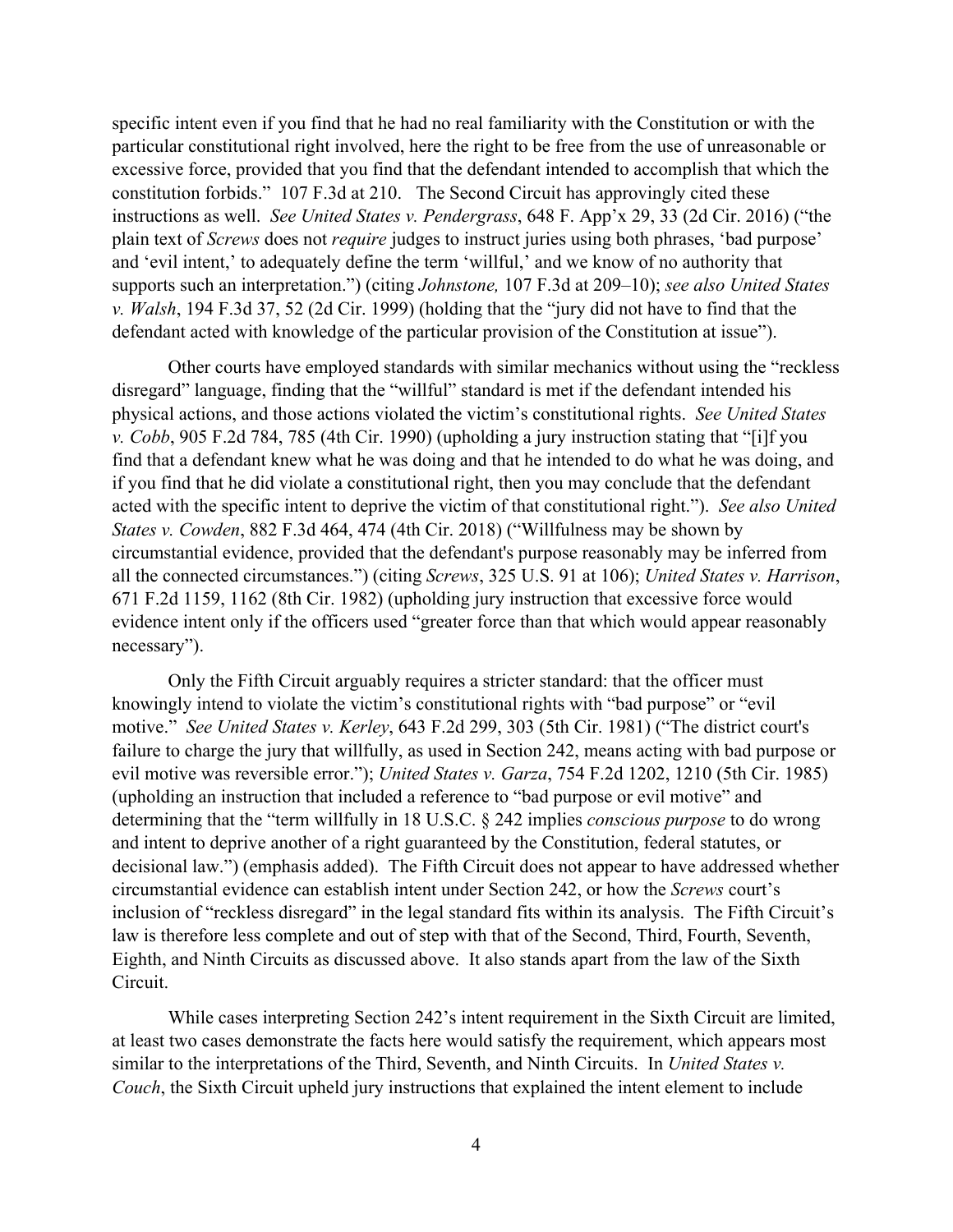specific intent even if you find that he had no real familiarity with the Constitution or with the particular constitutional right involved, here the right to be free from the use of unreasonable or excessive force, provided that you find that the defendant intended to accomplish that which the constitution forbids." 107 F.3d at 210. The Second Circuit has approvingly cited these instructions as well. *See United States v. Pendergrass*, 648 F. App'x 29, 33 (2d Cir. 2016) ("the plain text of *Screws* does not *require* judges to instruct juries using both phrases, 'bad purpose' and 'evil intent,' to adequately define the term 'willful,' and we know of no authority that supports such an interpretation.") (citing *Johnstone,* 107 F.3d at 209–10); *see also United States v. Walsh*, 194 F.3d 37, 52 (2d Cir. 1999) (holding that the "jury did not have to find that the defendant acted with knowledge of the particular provision of the Constitution at issue").

Other courts have employed standards with similar mechanics without using the "reckless disregard" language, finding that the "willful" standard is met if the defendant intended his physical actions, and those actions violated the victim's constitutional rights. *See United States v. Cobb*, 905 F.2d 784, 785 (4th Cir. 1990) (upholding a jury instruction stating that "[i]f you find that a defendant knew what he was doing and that he intended to do what he was doing, and if you find that he did violate a constitutional right, then you may conclude that the defendant acted with the specific intent to deprive the victim of that constitutional right."). *See also United States v. Cowden*, 882 F.3d 464, 474 (4th Cir. 2018) ("Willfulness may be shown by circumstantial evidence, provided that the defendant's purpose reasonably may be inferred from all the connected circumstances.") (citing *Screws*, 325 U.S. 91 at 106); *United States v. Harrison*, 671 F.2d 1159, 1162 (8th Cir. 1982) (upholding jury instruction that excessive force would evidence intent only if the officers used "greater force than that which would appear reasonably necessary").

Only the Fifth Circuit arguably requires a stricter standard: that the officer must knowingly intend to violate the victim's constitutional rights with "bad purpose" or "evil motive." *See United States v. Kerley*, 643 F.2d 299, 303 (5th Cir. 1981) ("The district court's failure to charge the jury that willfully, as used in Section 242, means acting with bad purpose or evil motive was reversible error."); *United States v. Garza*, 754 F.2d 1202, 1210 (5th Cir. 1985) (upholding an instruction that included a reference to "bad purpose or evil motive" and determining that the "term willfully in 18 U.S.C. § 242 implies *conscious purpose* to do wrong and intent to deprive another of a right guaranteed by the Constitution, federal statutes, or decisional law.") (emphasis added). The Fifth Circuit does not appear to have addressed whether circumstantial evidence can establish intent under Section 242, or how the *Screws* court's inclusion of "reckless disregard" in the legal standard fits within its analysis. The Fifth Circuit's law is therefore less complete and out of step with that of the Second, Third, Fourth, Seventh, Eighth, and Ninth Circuits as discussed above. It also stands apart from the law of the Sixth Circuit.

While cases interpreting Section 242's intent requirement in the Sixth Circuit are limited, at least two cases demonstrate the facts here would satisfy the requirement, which appears most similar to the interpretations of the Third, Seventh, and Ninth Circuits. In *United States v. Couch*, the Sixth Circuit upheld jury instructions that explained the intent element to include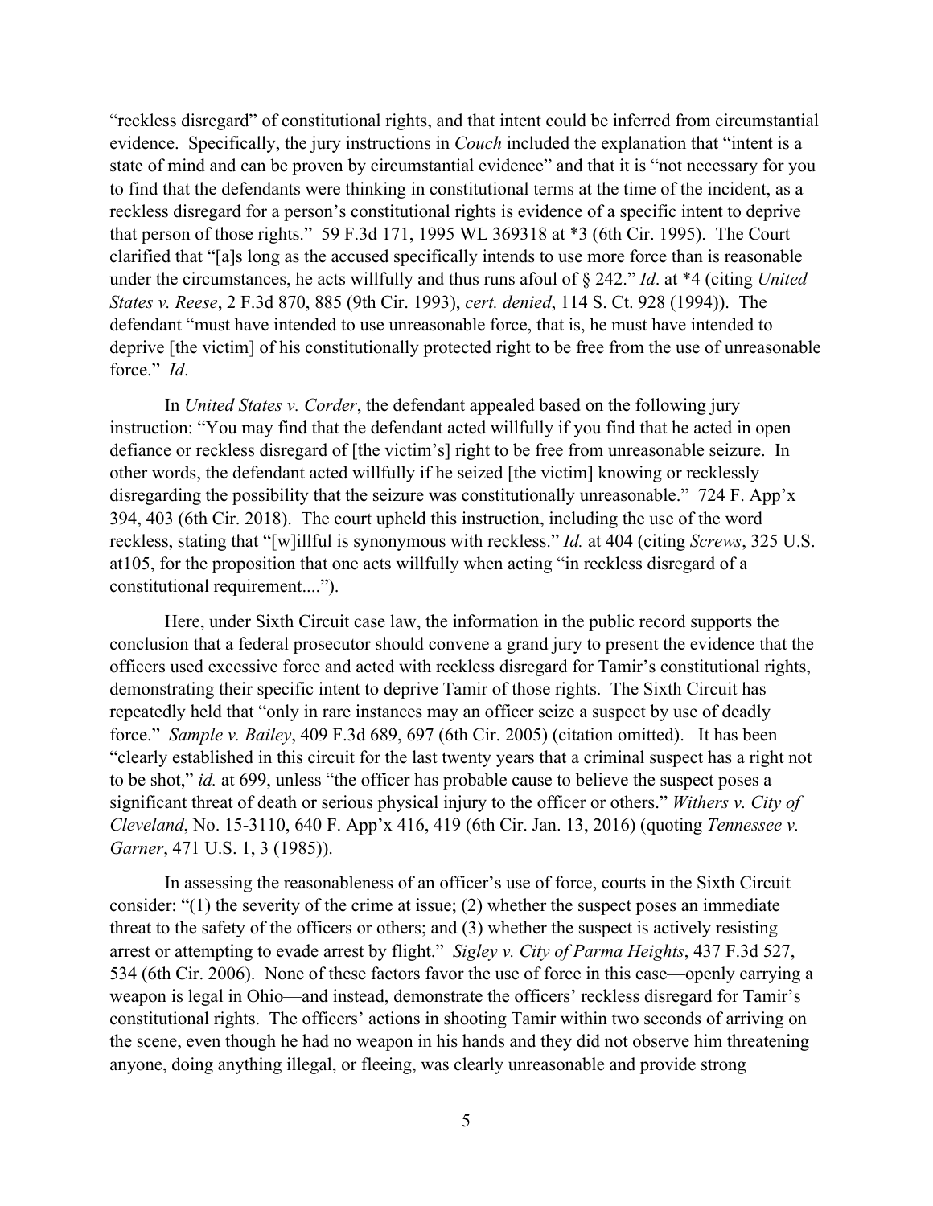"reckless disregard" of constitutional rights, and that intent could be inferred from circumstantial evidence. Specifically, the jury instructions in *Couch* included the explanation that "intent is a state of mind and can be proven by circumstantial evidence" and that it is "not necessary for you to find that the defendants were thinking in constitutional terms at the time of the incident, as a reckless disregard for a person's constitutional rights is evidence of a specific intent to deprive that person of those rights." 59 F.3d 171, 1995 WL 369318 at *3 (6th Cir. 1995). The Court clarified that "[a]s long as the accused specifically intends to use more force than is reasonable under the circumstances, he acts willfully and thus runs afoul of § 242." *Id*. at *4 (citing *United States v. Reese*, 2 F.3d 870, 885 (9th Cir. 1993), *cert. denied*, 114 S. Ct. 928 (1994)). The defendant "must have intended to use unreasonable force, that is, he must have intended to deprive [the victim] of his constitutionally protected right to be free from the use of unreasonable force." *Id*.

In *United States v. Corder*, the defendant appealed based on the following jury instruction: "You may find that the defendant acted willfully if you find that he acted in open defiance or reckless disregard of [the victim's] right to be free from unreasonable seizure. In other words, the defendant acted willfully if he seized [the victim] knowing or recklessly disregarding the possibility that the seizure was constitutionally unreasonable." 724 F. App'x 394, 403 (6th Cir. 2018). The court upheld this instruction, including the use of the word reckless, stating that "[w]illful is synonymous with reckless." *Id.* at 404 (citing *Screws*, 325 U.S. at105, for the proposition that one acts willfully when acting "in reckless disregard of a constitutional requirement....").

Here, under Sixth Circuit case law, the information in the public record supports the conclusion that a federal prosecutor should convene a grand jury to present the evidence that the officers used excessive force and acted with reckless disregard for Tamir's constitutional rights, demonstrating their specific intent to deprive Tamir of those rights. The Sixth Circuit has repeatedly held that "only in rare instances may an officer seize a suspect by use of deadly force." *Sample v. Bailey*, 409 F.3d 689, 697 (6th Cir. 2005) (citation omitted). It has been "clearly established in this circuit for the last twenty years that a criminal suspect has a right not to be shot," *id.* at 699, unless "the officer has probable cause to believe the suspect poses a significant threat of death or serious physical injury to the officer or others." *Withers v. City of Cleveland*, No. 15-3110, 640 F. App'x 416, 419 (6th Cir. Jan. 13, 2016) (quoting *Tennessee v. Garner*, 471 U.S. 1, 3 (1985)).

In assessing the reasonableness of an officer's use of force, courts in the Sixth Circuit consider: "(1) the severity of the crime at issue; (2) whether the suspect poses an immediate threat to the safety of the officers or others; and (3) whether the suspect is actively resisting arrest or attempting to evade arrest by flight." *Sigley v. City of Parma Heights*, 437 F.3d 527, 534 (6th Cir. 2006). None of these factors favor the use of force in this case—openly carrying a weapon is legal in Ohio—and instead, demonstrate the officers' reckless disregard for Tamir's constitutional rights. The officers' actions in shooting Tamir within two seconds of arriving on the scene, even though he had no weapon in his hands and they did not observe him threatening anyone, doing anything illegal, or fleeing, was clearly unreasonable and provide strong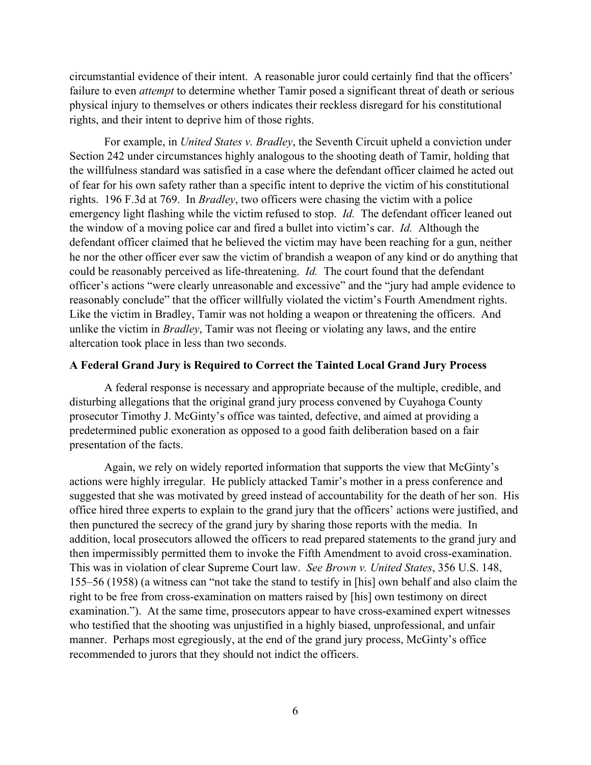circumstantial evidence of their intent. A reasonable juror could certainly find that the officers' failure to even *attempt* to determine whether Tamir posed a significant threat of death or serious physical injury to themselves or others indicates their reckless disregard for his constitutional rights, and their intent to deprive him of those rights.

For example, in *United States v. Bradley*, the Seventh Circuit upheld a conviction under Section 242 under circumstances highly analogous to the shooting death of Tamir, holding that the willfulness standard was satisfied in a case where the defendant officer claimed he acted out of fear for his own safety rather than a specific intent to deprive the victim of his constitutional rights. 196 F.3d at 769. In *Bradley*, two officers were chasing the victim with a police emergency light flashing while the victim refused to stop. *Id.* The defendant officer leaned out the window of a moving police car and fired a bullet into victim's car. *Id.* Although the defendant officer claimed that he believed the victim may have been reaching for a gun, neither he nor the other officer ever saw the victim of brandish a weapon of any kind or do anything that could be reasonably perceived as life-threatening. *Id.* The court found that the defendant officer's actions "were clearly unreasonable and excessive" and the "jury had ample evidence to reasonably conclude" that the officer willfully violated the victim's Fourth Amendment rights. Like the victim in Bradley, Tamir was not holding a weapon or threatening the officers. And unlike the victim in *Bradley*, Tamir was not fleeing or violating any laws, and the entire altercation took place in less than two seconds.

**A Federal Grand Jury is Required to Correct the Tainted Local Grand Jury Process**

A federal response is necessary and appropriate because of the multiple, credible, and disturbing allegations that the original grand jury process convened by Cuyahoga County prosecutor Timothy J. McGinty's office was tainted, defective, and aimed at providing a predetermined public exoneration as opposed to a good faith deliberation based on a fair presentation of the facts.

Again, we rely on widely reported information that supports the view that McGinty's actions were highly irregular. He publicly attacked Tamir's mother in a press conference and suggested that she was motivated by greed instead of accountability for the death of her son. His office hired three experts to explain to the grand jury that the officers' actions were justified, and then punctured the secrecy of the grand jury by sharing those reports with the media. In addition, local prosecutors allowed the officers to read prepared statements to the grand jury and then impermissibly permitted them to invoke the Fifth Amendment to avoid cross-examination. This was in violation of clear Supreme Court law. *See Brown v. United States*, 356 U.S. 148, 155–56 (1958) (a witness can "not take the stand to testify in [his] own behalf and also claim the right to be free from cross-examination on matters raised by [his] own testimony on direct examination."). At the same time, prosecutors appear to have cross-examined expert witnesses who testified that the shooting was unjustified in a highly biased, unprofessional, and unfair manner. Perhaps most egregiously, at the end of the grand jury process, McGinty's office recommended to jurors that they should not indict the officers.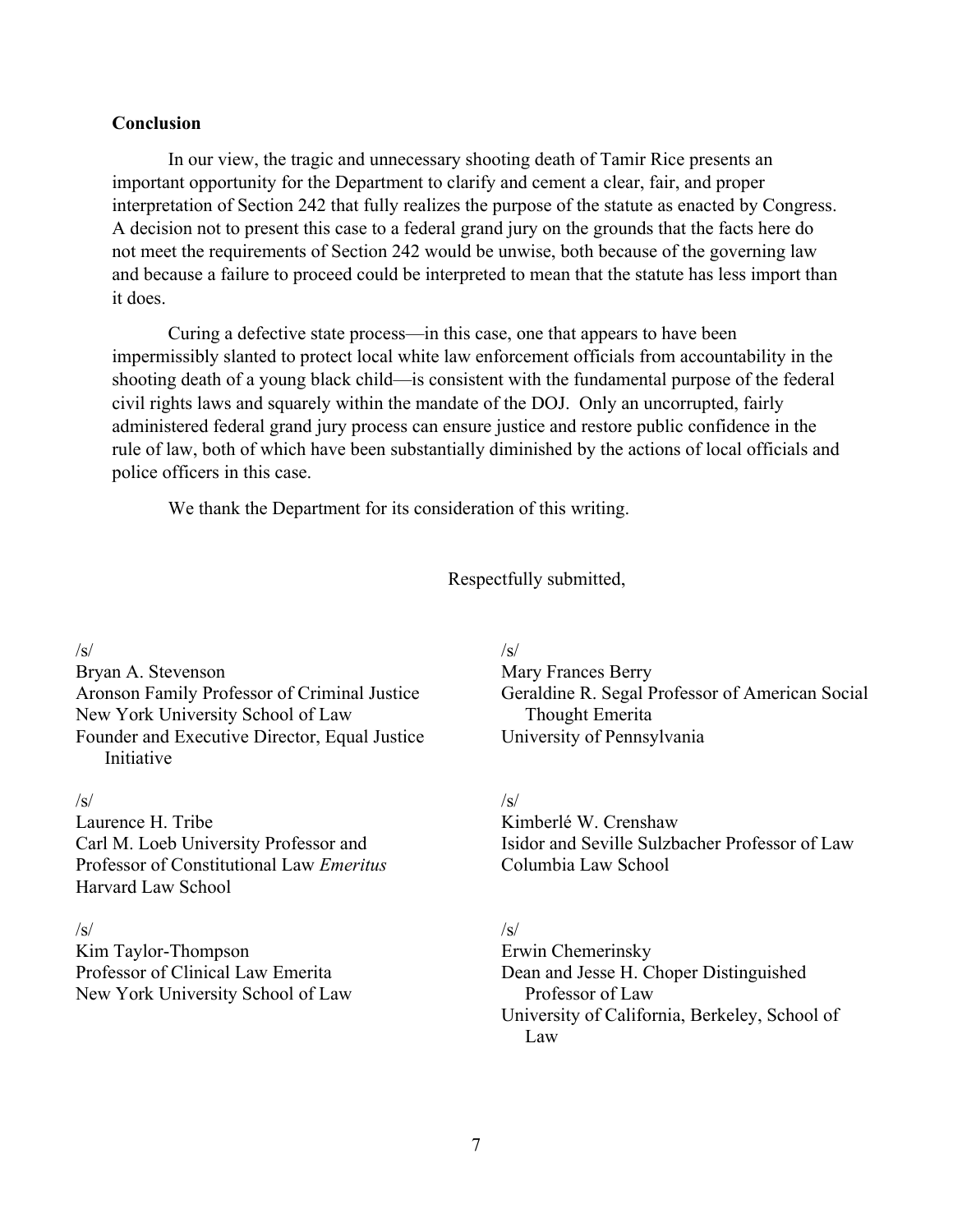**Conclusion**

In our view, the tragic and unnecessary shooting death of Tamir Rice presents an important opportunity for the Department to clarify and cement a clear, fair, and proper interpretation of Section 242 that fully realizes the purpose of the statute as enacted by Congress. A decision not to present this case to a federal grand jury on the grounds that the facts here do not meet the requirements of Section 242 would be unwise, both because of the governing law and because a failure to proceed could be interpreted to mean that the statute has less import than it does.

Curing a defective state process—in this case, one that appears to have been impermissibly slanted to protect local white law enforcement officials from accountability in the shooting death of a young black child—is consistent with the fundamental purpose of the federal civil rights laws and squarely within the mandate of the DOJ. Only an uncorrupted, fairly administered federal grand jury process can ensure justice and restore public confidence in the rule of law, both of which have been substantially diminished by the actions of local officials and police officers in this case.

We thank the Department for its consideration of this writing.

Respectfully submitted,

/s/
Bryan A. Stevenson
Aronson Family Professor of Criminal Justice
New York University School of Law
Founder and Executive Director, Equal Justice Initiative

/s/
Mary Frances Berry
Geraldine R. Segal Professor of American Social Thought Emerita
University of Pennsylvania

/s/
Laurence H. Tribe
Carl M. Loeb University Professor and
Professor of Constitutional Law *Emeritus*
Harvard Law School

/s/
Kimberlé W. Crenshaw
Isidor and Seville Sulzbacher Professor of Law
Columbia Law School

/s/
Kim Taylor-Thompson
Professor of Clinical Law Emerita
New York University School of Law

/s/
Erwin Chemerinsky
Dean and Jesse H. Choper Distinguished Professor of Law
University of California, Berkeley, School of Law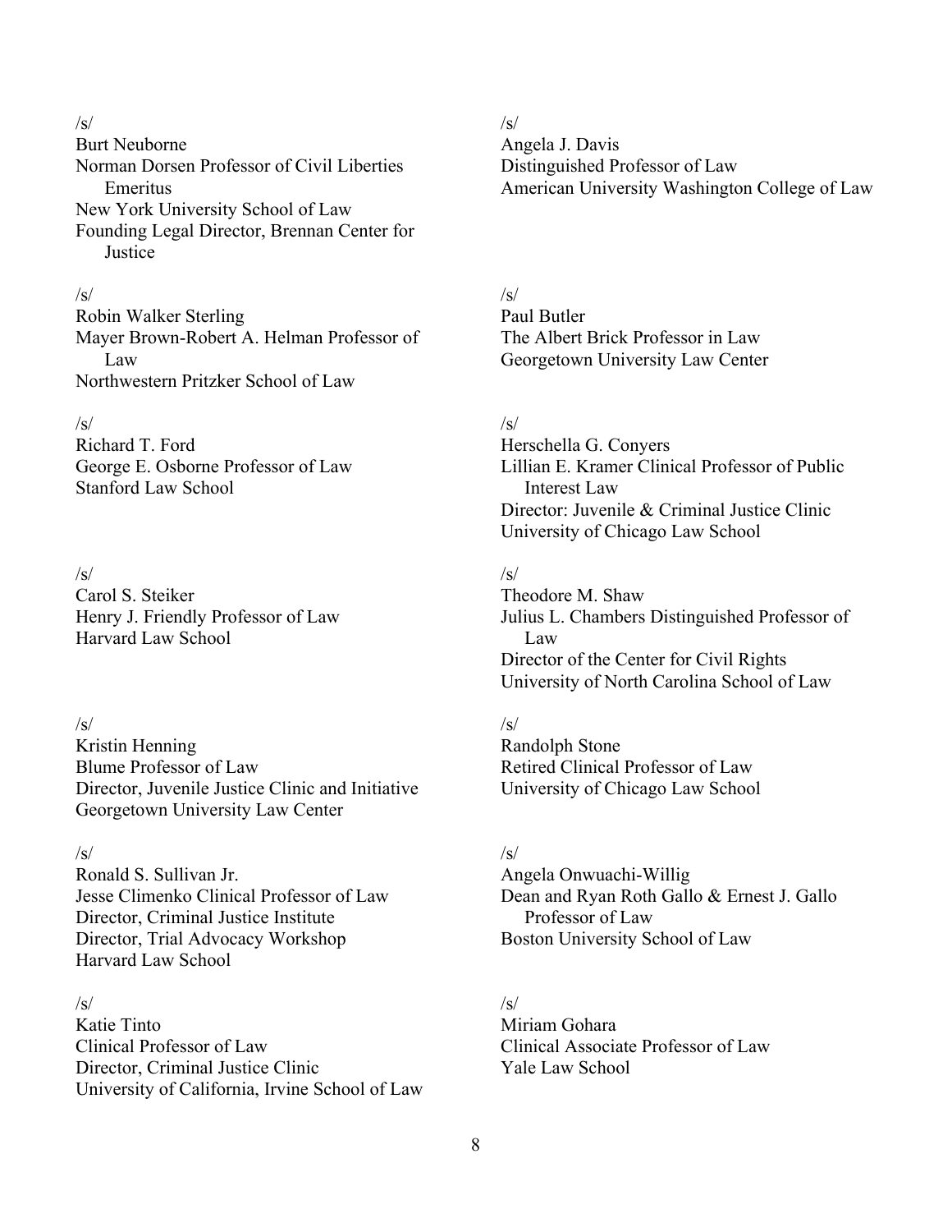/s/
Burt Neuborne
Norman Dorsen Professor of Civil Liberties Emeritus
New York University School of Law
Founding Legal Director, Brennan Center for Justice

/s/
Angela J. Davis
Distinguished Professor of Law
American University Washington College of Law

/s/
Robin Walker Sterling
Mayer Brown-Robert A. Helman Professor of Law
Northwestern Pritzker School of Law

/s/
Paul Butler
The Albert Brick Professor in Law
Georgetown University Law Center

/s/
Richard T. Ford
George E. Osborne Professor of Law
Stanford Law School

/s/
Herschella G. Conyers
Lillian E. Kramer Clinical Professor of Public Interest Law
Director: Juvenile & Criminal Justice Clinic
University of Chicago Law School

/s/
Carol S. Steiker
Henry J. Friendly Professor of Law
Harvard Law School

/s/
Theodore M. Shaw
Julius L. Chambers Distinguished Professor of Law
Director of the Center for Civil Rights
University of North Carolina School of Law

/s/
Kristin Henning
Blume Professor of Law
Director, Juvenile Justice Clinic and Initiative
Georgetown University Law Center

/s/
Randolph Stone
Retired Clinical Professor of Law
University of Chicago Law School

/s/
Ronald S. Sullivan Jr.
Jesse Climenko Clinical Professor of Law
Director, Criminal Justice Institute
Director, Trial Advocacy Workshop
Harvard Law School

/s/
Angela Onwuachi-Willig
Dean and Ryan Roth Gallo & Ernest J. Gallo Professor of Law
Boston University School of Law

/s/
Katie Tinto
Clinical Professor of Law
Director, Criminal Justice Clinic
University of California, Irvine School of Law

/s/
Miriam Gohara
Clinical Associate Professor of Law
Yale Law School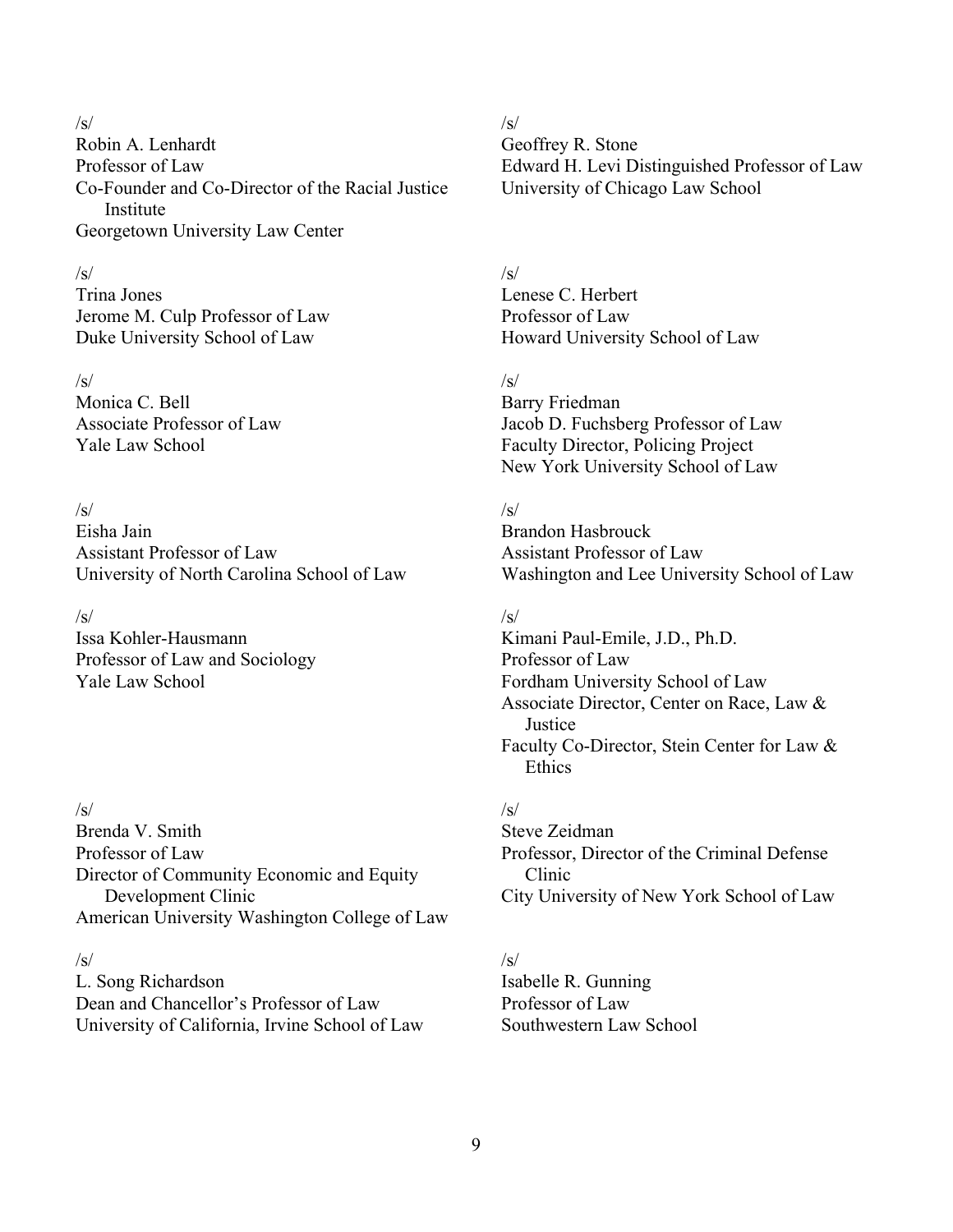/s/
Robin A. Lenhardt
Professor of Law
Co-Founder and Co-Director of the Racial Justice Institute
Georgetown University Law Center

/s/
Geoffrey R. Stone
Edward H. Levi Distinguished Professor of Law
University of Chicago Law School

/s/
Trina Jones
Jerome M. Culp Professor of Law
Duke University School of Law

/s/
Lenese C. Herbert
Professor of Law
Howard University School of Law

/s/
Monica C. Bell
Associate Professor of Law
Yale Law School

/s/
Barry Friedman
Jacob D. Fuchsberg Professor of Law
Faculty Director, Policing Project
New York University School of Law

/s/
Eisha Jain
Assistant Professor of Law
University of North Carolina School of Law

/s/
Brandon Hasbrouck
Assistant Professor of Law
Washington and Lee University School of Law

/s/
Issa Kohler-Hausmann
Professor of Law and Sociology
Yale Law School

/s/
Kimani Paul-Emile, J.D., Ph.D.
Professor of Law
Fordham University School of Law
Associate Director, Center on Race, Law & Justice
Faculty Co-Director, Stein Center for Law & Ethics

/s/
Brenda V. Smith
Professor of Law
Director of Community Economic and Equity Development Clinic
American University Washington College of Law

/s/
Steve Zeidman
Professor, Director of the Criminal Defense Clinic
City University of New York School of Law

/s/
L. Song Richardson
Dean and Chancellor's Professor of Law
University of California, Irvine School of Law

/s/
Isabelle R. Gunning
Professor of Law
Southwestern Law School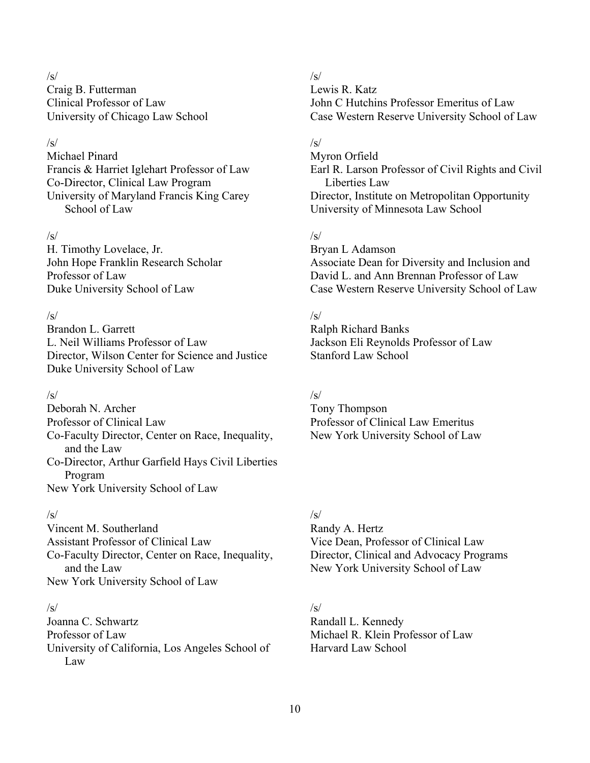/s/
Craig B. Futterman
Clinical Professor of Law
University of Chicago Law School

/s/
Michael Pinard
Francis & Harriet Iglehart Professor of Law
Co-Director, Clinical Law Program
University of Maryland Francis King Carey School of Law

/s/
H. Timothy Lovelace, Jr.
John Hope Franklin Research Scholar
Professor of Law
Duke University School of Law

/s/
Brandon L. Garrett
L. Neil Williams Professor of Law
Director, Wilson Center for Science and Justice
Duke University School of Law

/s/
Deborah N. Archer
Professor of Clinical Law
Co-Faculty Director, Center on Race, Inequality, and the Law
Co-Director, Arthur Garfield Hays Civil Liberties Program
New York University School of Law

/s/
Vincent M. Southerland
Assistant Professor of Clinical Law
Co-Faculty Director, Center on Race, Inequality, and the Law
New York University School of Law

/s/
Joanna C. Schwartz
Professor of Law
University of California, Los Angeles School of Law

/s/
Lewis R. Katz
John C Hutchins Professor Emeritus of Law
Case Western Reserve University School of Law

/s/
Myron Orfield
Earl R. Larson Professor of Civil Rights and Civil Liberties Law
Director, Institute on Metropolitan Opportunity
University of Minnesota Law School

/s/
Bryan L Adamson
Associate Dean for Diversity and Inclusion and
David L. and Ann Brennan Professor of Law
Case Western Reserve University School of Law

/s/
Ralph Richard Banks
Jackson Eli Reynolds Professor of Law
Stanford Law School

/s/
Tony Thompson
Professor of Clinical Law Emeritus
New York University School of Law

/s/
Randy A. Hertz
Vice Dean, Professor of Clinical Law
Director, Clinical and Advocacy Programs
New York University School of Law

/s/
Randall L. Kennedy
Michael R. Klein Professor of Law
Harvard Law School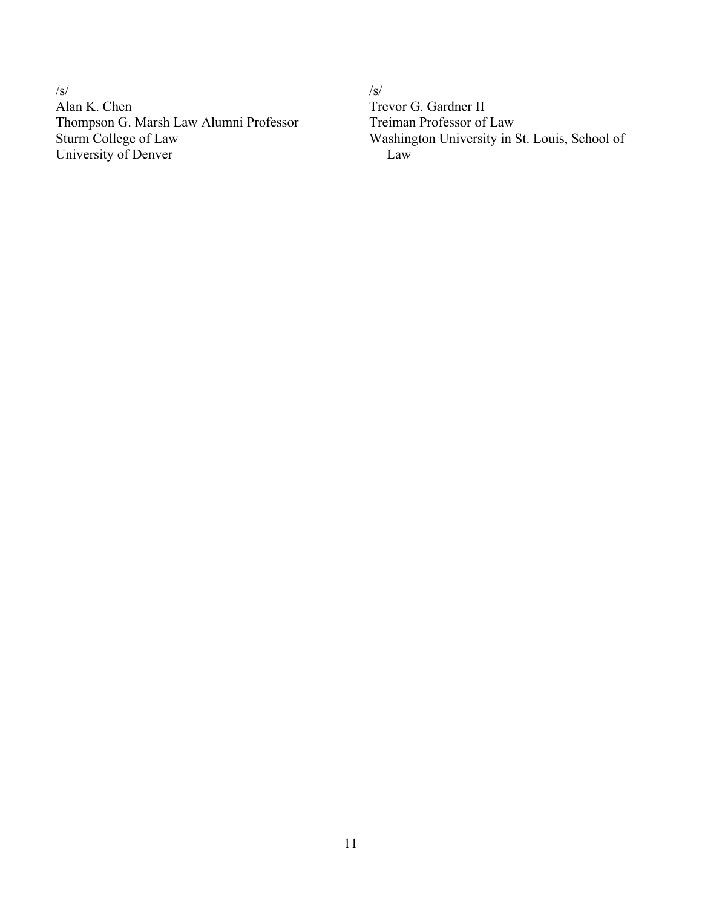/s/
Alan K. Chen
Thompson G. Marsh Law Alumni Professor
Sturm College of Law
University of Denver

/s/
Trevor G. Gardner II
Treiman Professor of Law
Washington University in St. Louis, School of Law